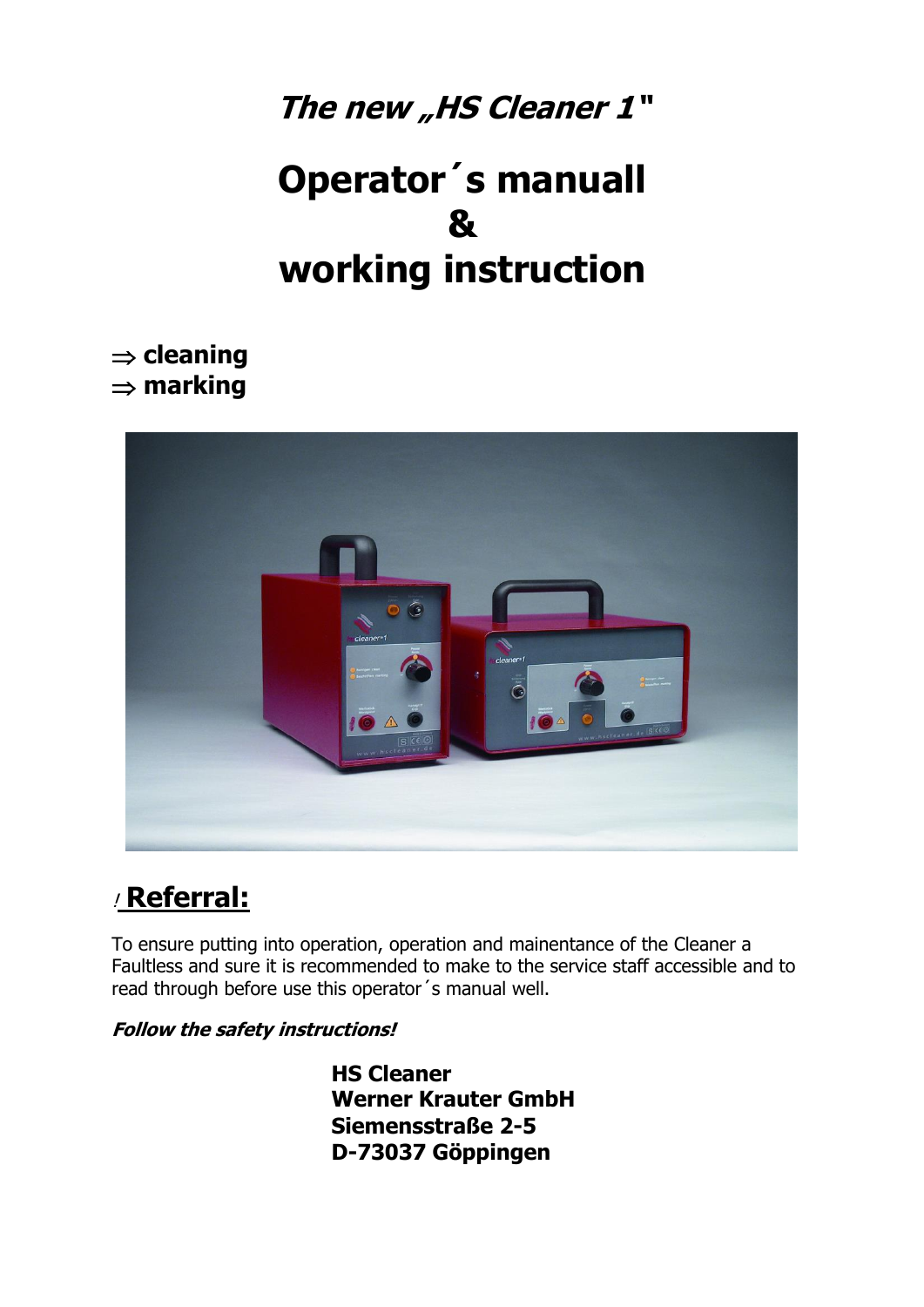***The new „HS Cleaner 1"***

# Operator´s manuall
# &
# working instruction

⇒ **cleaning**
⇒ **marking**

## ! Referral:

To ensure putting into operation, operation and mainentance of the Cleaner a Faultless and sure it is recommended to make to the service staff accessible and to read through before use this operator´s manual well.

***Follow the safety instructions!***

**HS Cleaner**
**Werner Krauter GmbH**
**Siemensstraße 2-5**
**D-73037 Göppingen**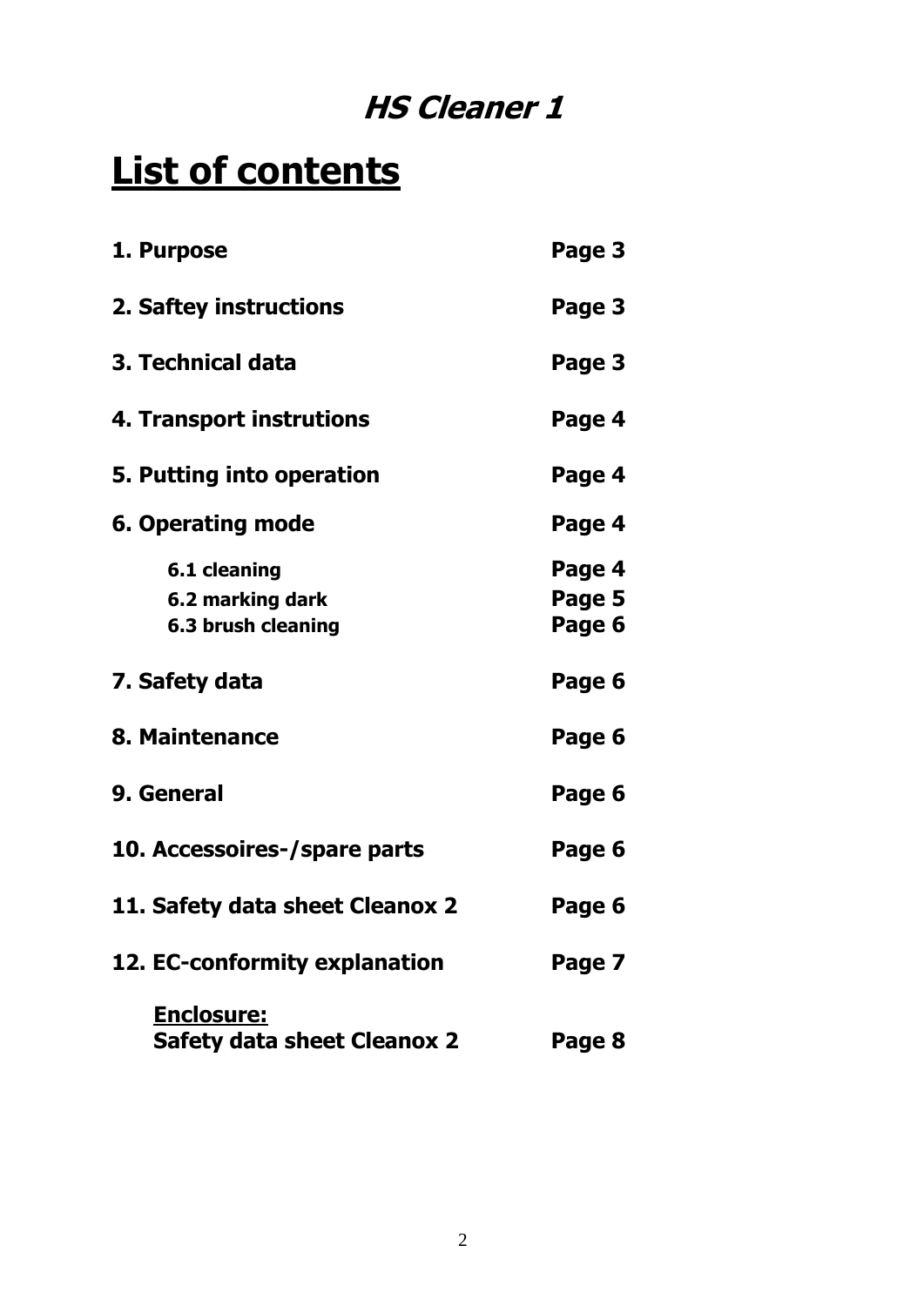## *HS Cleaner 1*

# List of contents

| | |
|---|---|
| **1. Purpose** | **Page 3** |
| **2. Saftey instructions** | **Page 3** |
| **3. Technical data** | **Page 3** |
| **4. Transport instrutions** | **Page 4** |
| **5. Putting into operation** | **Page 4** |
| **6. Operating mode** | **Page 4** |
| **6.1 cleaning** | **Page 4** |
| **6.2 marking dark** | **Page 5** |
| **6.3 brush cleaning** | **Page 6** |
| **7. Safety data** | **Page 6** |
| **8. Maintenance** | **Page 6** |
| **9. General** | **Page 6** |
| **10. Accessoires-/spare parts** | **Page 6** |
| **11. Safety data sheet Cleanox 2** | **Page 6** |
| **12. EC-conformity explanation** | **Page 7** |
| **Enclosure:** Safety data sheet Cleanox 2 | **Page 8** |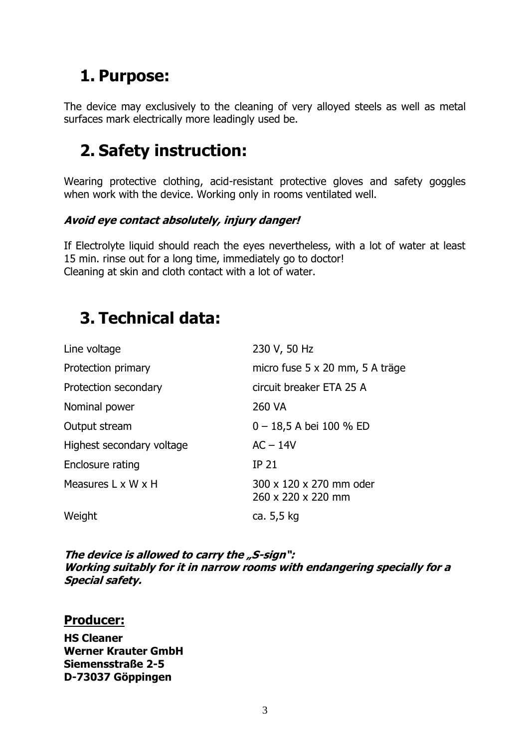# 1. Purpose:

The device may exclusively to the cleaning of very alloyed steels as well as metal surfaces mark electrically more leadingly used be.

# 2. Safety instruction:

Wearing protective clothing, acid-resistant protective gloves and safety goggles when work with the device. Working only in rooms ventilated well.

***Avoid eye contact absolutely, injury danger!***

If Electrolyte liquid should reach the eyes nevertheless, with a lot of water at least 15 min. rinse out for a long time, immediately go to doctor!
Cleaning at skin and cloth contact with a lot of water.

# 3. Technical data:

| | |
|---|---|
| Line voltage | 230 V, 50 Hz |
| Protection primary | micro fuse 5 x 20 mm, 5 A träge |
| Protection secondary | circuit breaker ETA 25 A |
| Nominal power | 260 VA |
| Output stream | 0 – 18,5 A bei 100 % ED |
| Highest secondary voltage | AC – 14V |
| Enclosure rating | IP 21 |
| Measures L x W x H | 300 x 120 x 270 mm oder<br>260 x 220 x 220 mm |
| Weight | ca. 5,5 kg |

***The device is allowed to carry the „S-sign":***
***Working suitably for it in narrow rooms with endangering specially for a Special safety.***

## Producer:

**HS Cleaner**
**Werner Krauter GmbH**
**Siemensstraße 2-5**
**D-73037 Göppingen**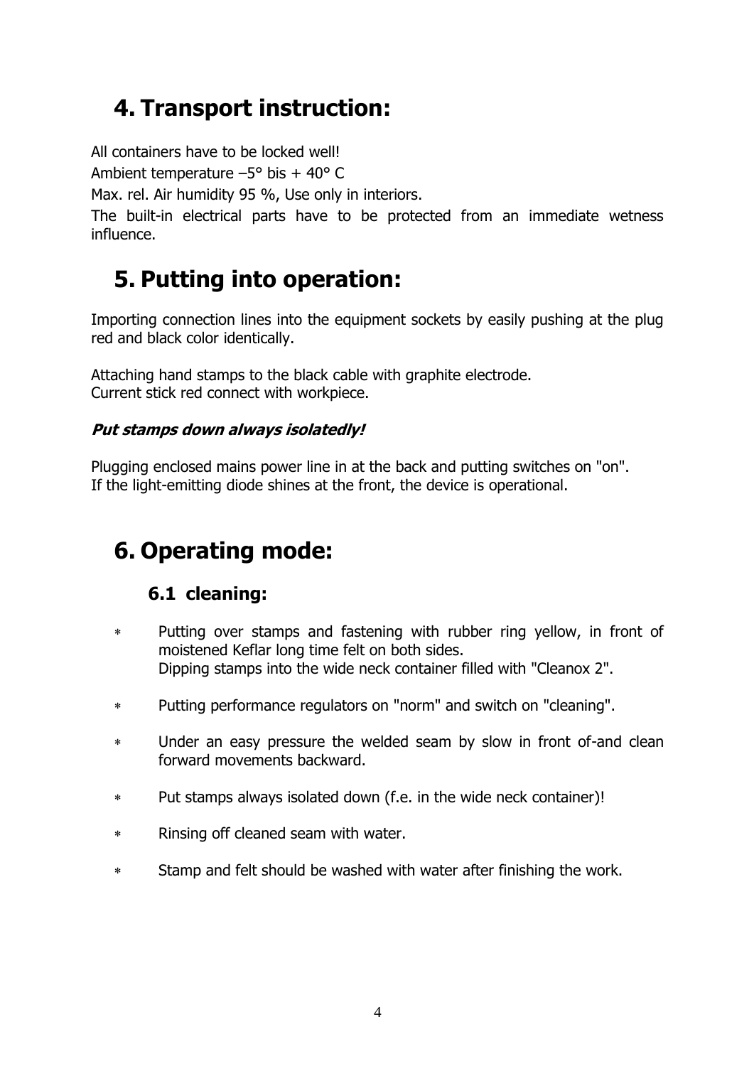# 4. Transport instruction:

All containers have to be locked well!

Ambient temperature –5° bis + 40° C

Max. rel. Air humidity 95 %, Use only in interiors.

The built-in electrical parts have to be protected from an immediate wetness influence.

# 5. Putting into operation:

Importing connection lines into the equipment sockets by easily pushing at the plug red and black color identically.

Attaching hand stamps to the black cable with graphite electrode.
Current stick red connect with workpiece.

***Put stamps down always isolatedly!***

Plugging enclosed mains power line in at the back and putting switches on "on".
If the light-emitting diode shines at the front, the device is operational.

# 6. Operating mode:

## 6.1 cleaning:

- Putting over stamps and fastening with rubber ring yellow, in front of moistened Keflar long time felt on both sides.
  Dipping stamps into the wide neck container filled with "Cleanox 2".
- Putting performance regulators on "norm" and switch on "cleaning".
- Under an easy pressure the welded seam by slow in front of-and clean forward movements backward.
- Put stamps always isolated down (f.e. in the wide neck container)!
- Rinsing off cleaned seam with water.
- Stamp and felt should be washed with water after finishing the work.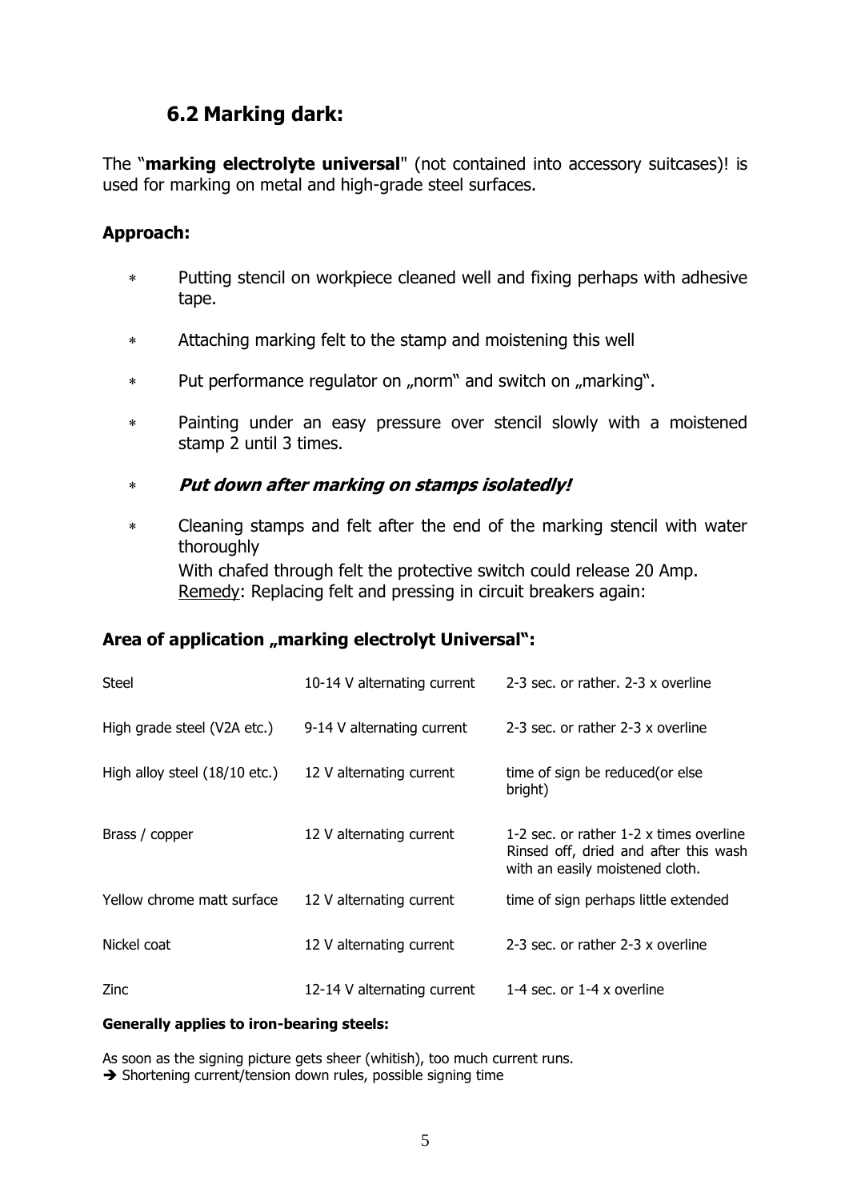## 6.2 Marking dark:

The "**marking electrolyte universal**" (not contained into accessory suitcases)! is used for marking on metal and high-grade steel surfaces.

### Approach:

* Putting stencil on workpiece cleaned well and fixing perhaps with adhesive tape.
* Attaching marking felt to the stamp and moistening this well
* Put performance regulator on „norm“ and switch on „marking“.
* Painting under an easy pressure over stencil slowly with a moistened stamp 2 until 3 times.
* ***Put down after marking on stamps isolatedly!***
* Cleaning stamps and felt after the end of the marking stencil with water thoroughly
  With chafed through felt the protective switch could release 20 Amp.
  Remedy: Replacing felt and pressing in circuit breakers again:

### Area of application „marking electrolyt Universal“:

| | | |
|---|---|---|
| Steel | 10-14 V alternating current | 2-3 sec. or rather. 2-3 x overline |
| High grade steel (V2A etc.) | 9-14 V alternating current | 2-3 sec. or rather 2-3 x overline |
| High alloy steel (18/10 etc.) | 12 V alternating current | time of sign be reduced(or else bright) |
| Brass / copper | 12 V alternating current | 1-2 sec. or rather 1-2 x times overline Rinsed off, dried and after this wash with an easily moistened cloth. |
| Yellow chrome matt surface | 12 V alternating current | time of sign perhaps little extended |
| Nickel coat | 12 V alternating current | 2-3 sec. or rather 2-3 x overline |
| Zinc | 12-14 V alternating current | 1-4 sec. or 1-4 x overline |

**Generally applies to iron-bearing steels:**

As soon as the signing picture gets sheer (whitish), too much current runs.
➔ Shortening current/tension down rules, possible signing time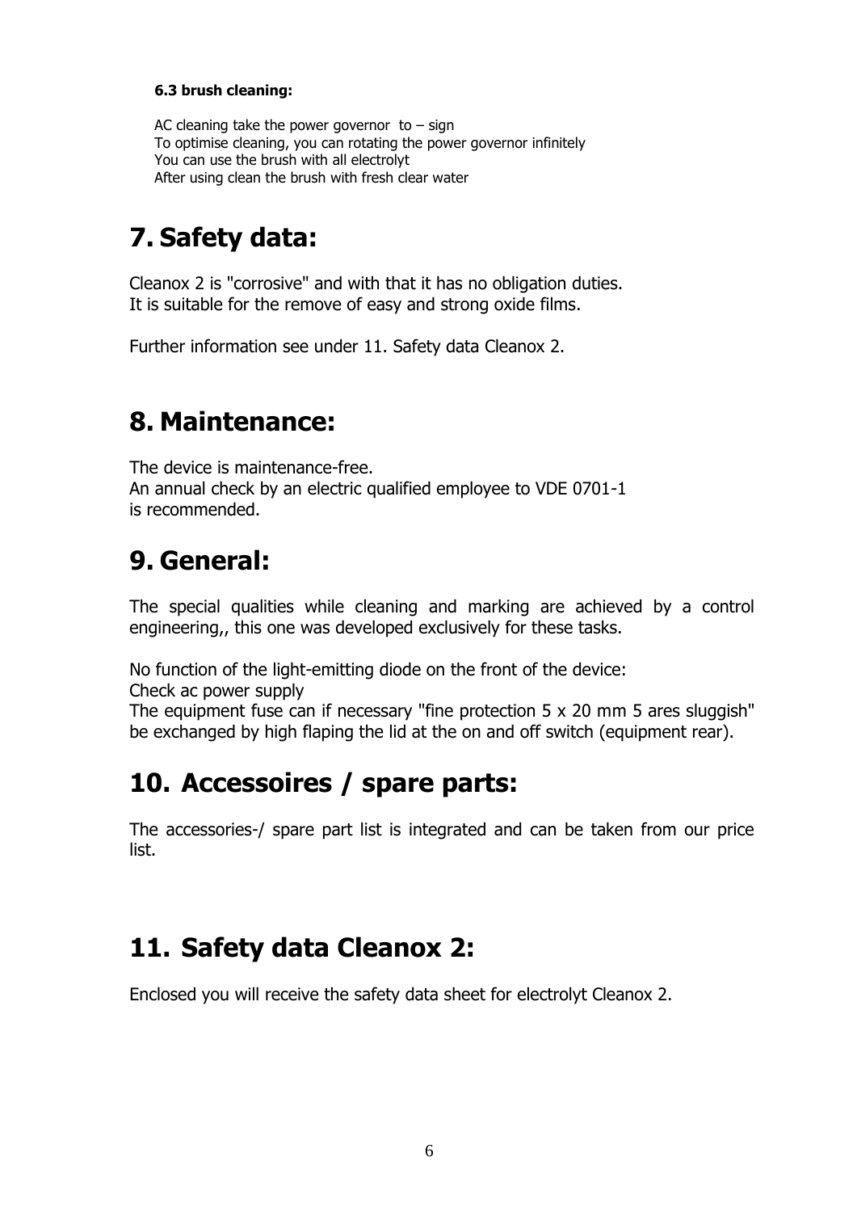### 6.3 brush cleaning:

AC cleaning take the power governor to – sign
To optimise cleaning, you can rotating the power governor infinitely
You can use the brush with all electrolyt
After using clean the brush with fresh clear water

# 7. Safety data:

Cleanox 2 is "corrosive" and with that it has no obligation duties.
It is suitable for the remove of easy and strong oxide films.

Further information see under 11. Safety data Cleanox 2.

# 8. Maintenance:

The device is maintenance-free.
An annual check by an electric qualified employee to VDE 0701-1
is recommended.

# 9. General:

The special qualities while cleaning and marking are achieved by a control engineering,, this one was developed exclusively for these tasks.

No function of the light-emitting diode on the front of the device:
Check ac power supply
The equipment fuse can if necessary "fine protection 5 x 20 mm 5 ares sluggish" be exchanged by high flaping the lid at the on and off switch (equipment rear).

# 10. Accessoires / spare parts:

The accessories-/ spare part list is integrated and can be taken from our price list.

# 11. Safety data Cleanox 2:

Enclosed you will receive the safety data sheet for electrolyt Cleanox 2.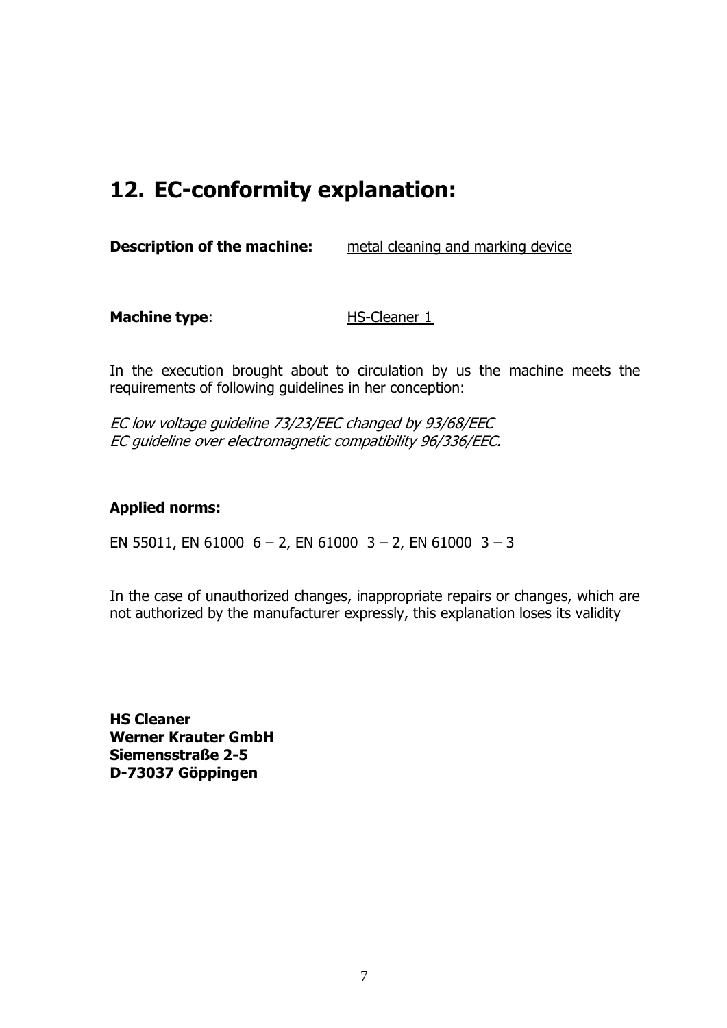## 12. EC-conformity explanation:

**Description of the machine:** metal cleaning and marking device

**Machine type**: HS-Cleaner 1

In the execution brought about to circulation by us the machine meets the requirements of following guidelines in her conception:

*EC low voltage guideline 73/23/EEC changed by 93/68/EEC*
*EC guideline over electromagnetic compatibility 96/336/EEC.*

**Applied norms:**

EN 55011, EN 61000 6 – 2, EN 61000 3 – 2, EN 61000 3 – 3

In the case of unauthorized changes, inappropriate repairs or changes, which are not authorized by the manufacturer expressly, this explanation loses its validity

**HS Cleaner**
**Werner Krauter GmbH**
**Siemensstraße 2-5**
**D-73037 Göppingen**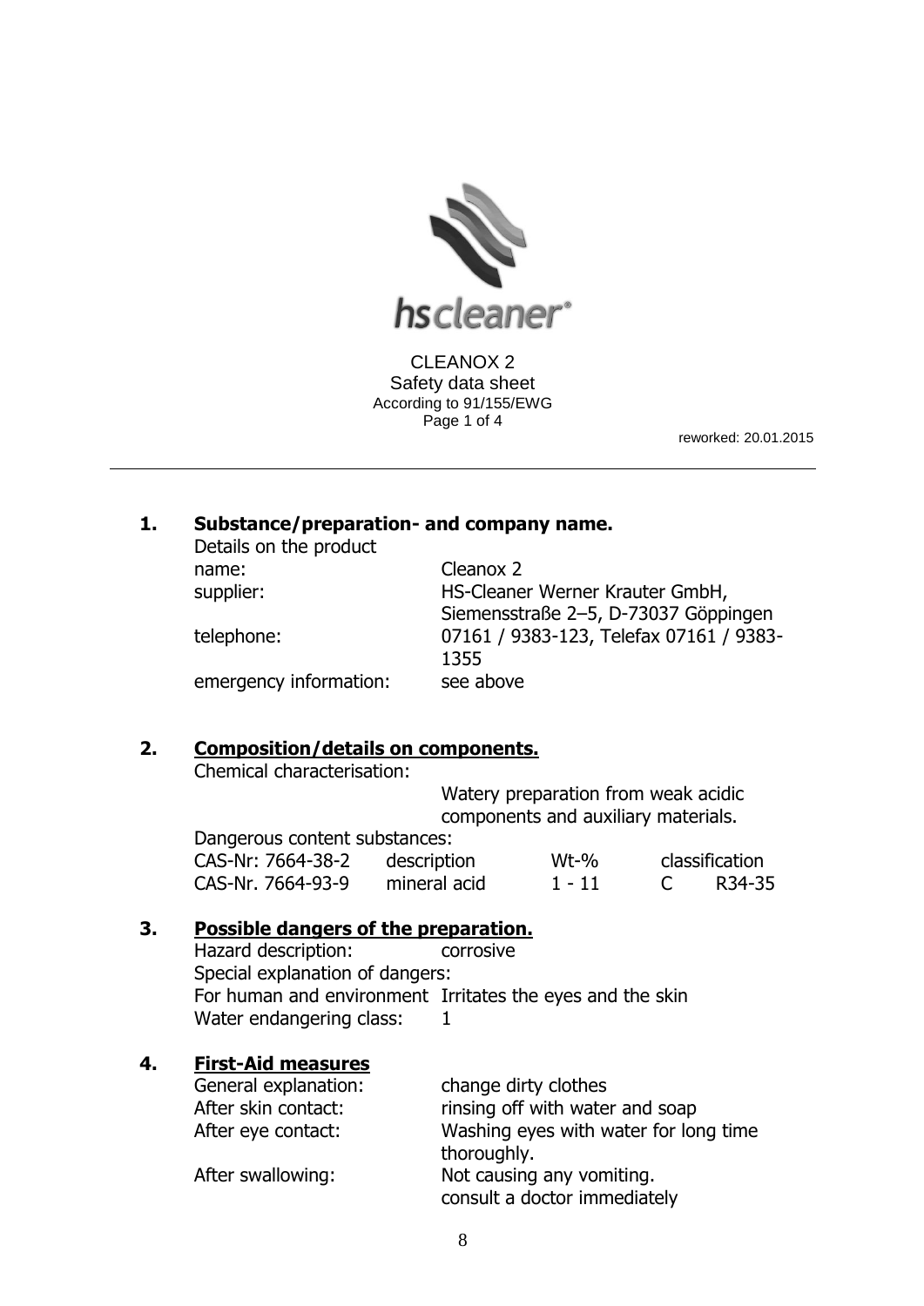hscleaner®

CLEANOX 2
Safety data sheet
According to 91/155/EWG

reworked: 20.01.2015

---

## 1. Substance/preparation- and company name.

Details on the product

| | |
|---|---|
| name: | Cleanox 2 |
| supplier: | HS-Cleaner Werner Krauter GmbH, Siemensstraße 2–5, D-73037 Göppingen |
| telephone: | 07161 / 9383-123, Telefax 07161 / 9383-1355 |
| emergency information: | see above |

## 2. Composition/details on components.

Chemical characterisation:

Watery preparation from weak acidic components and auxiliary materials.

Dangerous content substances:

| CAS-Nr: 7664-38-2 | description | Wt-% | classification | |
|---|---|---|---|---|
| CAS-Nr. 7664-93-9 | mineral acid | 1 - 11 | C | R34-35 |

## 3. Possible dangers of the preparation.

Hazard description: corrosive

Special explanation of dangers:

For human and environment Irritates the eyes and the skin

Water endangering class: 1

## 4. First-Aid measures

| | |
|---|---|
| General explanation: | change dirty clothes |
| After skin contact: | rinsing off with water and soap |
| After eye contact: | Washing eyes with water for long time thoroughly. |
| After swallowing: | Not causing any vomiting. consult a doctor immediately |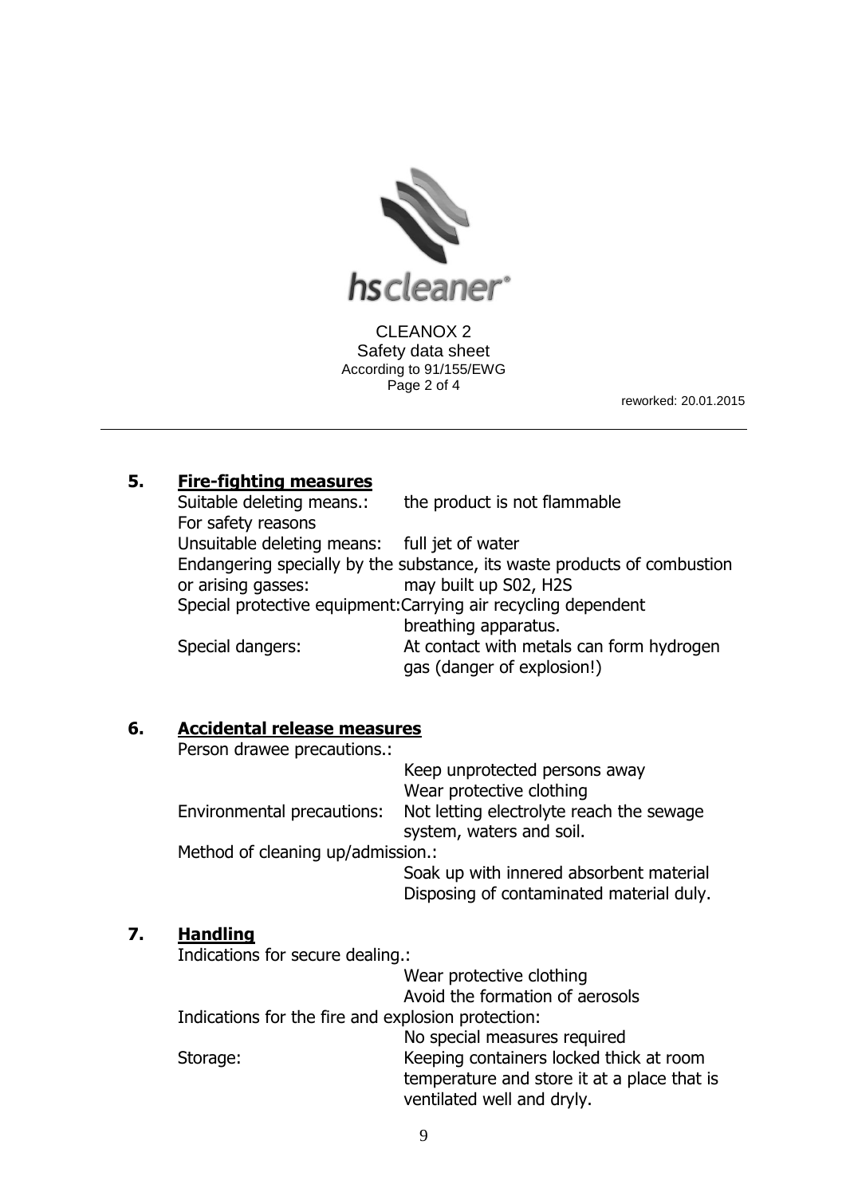CLEANOX 2
Safety data sheet
According to 91/155/EWG

reworked: 20.01.2015

## 5. Fire-fighting measures

| | |
|---|---|
| Suitable deleting means.: | the product is not flammable |
| For safety reasons | |
| Unsuitable deleting means: | full jet of water |
| Endangering specially by the substance, its waste products of combustion or arising gasses: | may built up S02, H2S |
| Special protective equipment: | Carrying air recycling dependent breathing apparatus. |
| Special dangers: | At contact with metals can form hydrogen gas (danger of explosion!) |

## 6. Accidental release measures

| | |
|---|---|
| Person drawee precautions.: | Keep unprotected persons away<br>Wear protective clothing |
| Environmental precautions: | Not letting electrolyte reach the sewage system, waters and soil. |
| Method of cleaning up/admission.: | Soak up with innered absorbent material<br>Disposing of contaminated material duly. |

## 7. Handling

| | |
|---|---|
| Indications for secure dealing.: | Wear protective clothing<br>Avoid the formation of aerosols |
| Indications for the fire and explosion protection: | No special measures required |
| Storage: | Keeping containers locked thick at room temperature and store it at a place that is ventilated well and dryly. |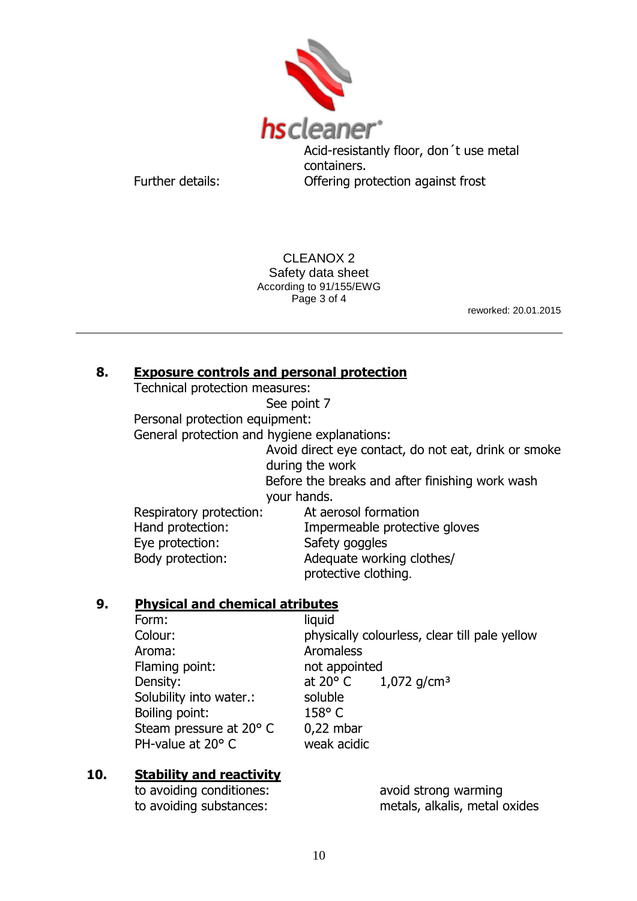Acid-resistantly floor, don´t use metal containers.

Further details: Offering protection against frost

CLEANOX 2
Safety data sheet
According to 91/155/EWG

reworked: 20.01.2015

## 8. Exposure controls and personal protection

Technical protection measures:
See point 7

Personal protection equipment:

General protection and hygiene explanations:
Avoid direct eye contact, do not eat, drink or smoke during the work
Before the breaks and after finishing work wash your hands.

| | |
|---|---|
| Respiratory protection: | At aerosol formation |
| Hand protection: | Impermeable protective gloves |
| Eye protection: | Safety goggles |
| Body protection: | Adequate working clothes/ protective clothing. |

## 9. Physical and chemical atributes

| | |
|---|---|
| Form: | liquid |
| Colour: | physically colourless, clear till pale yellow |
| Aroma: | Aromaless |
| Flaming point: | not appointed |
| Density: | at 20° C 1,072 g/cm³ |
| Solubility into water.: | soluble |
| Boiling point: | 158° C |
| Steam pressure at 20° C | 0,22 mbar |
| PH-value at 20° C | weak acidic |

## 10. Stability and reactivity

| | |
|---|---|
| to avoiding conditiones: | avoid strong warming |
| to avoiding substances: | metals, alkalis, metal oxides |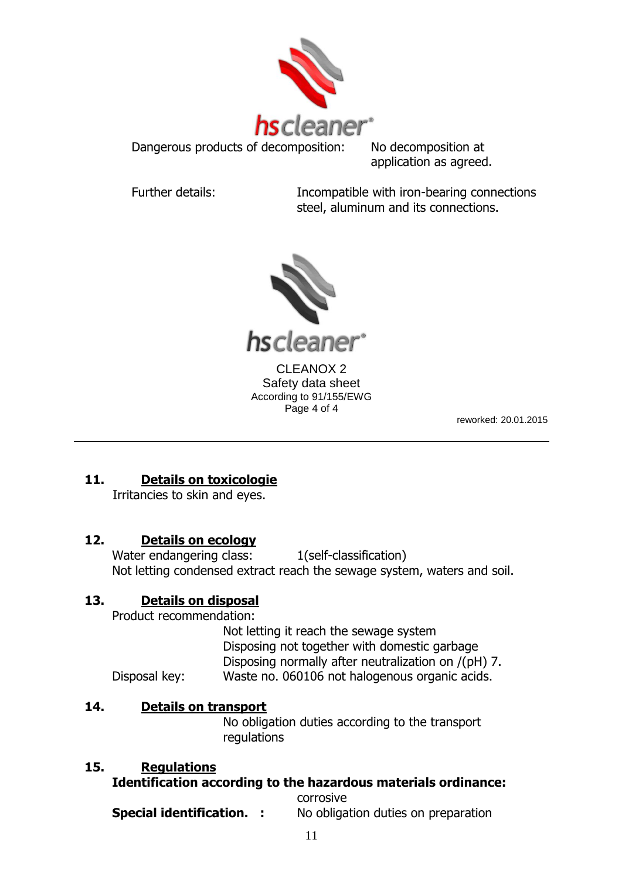Dangerous products of decomposition: No decomposition at application as agreed.

Further details: Incompatible with iron-bearing connections steel, aluminum and its connections.

CLEANOX 2
Safety data sheet
According to 91/155/EWG

reworked: 20.01.2015

## 11. Details on toxicologie

Irritancies to skin and eyes.

## 12. Details on ecology

Water endangering class: 1(self-classification)
Not letting condensed extract reach the sewage system, waters and soil.

## 13. Details on disposal

Product recommendation:

Not letting it reach the sewage system
Disposing not together with domestic garbage
Disposing normally after neutralization on /(pH) 7.

Disposal key: Waste no. 060106 not halogenous organic acids.

## 14. Details on transport

No obligation duties according to the transport regulations

## 15. Regulations

**Identification according to the hazardous materials ordinance:**

corrosive

**Special identification. :** No obligation duties on preparation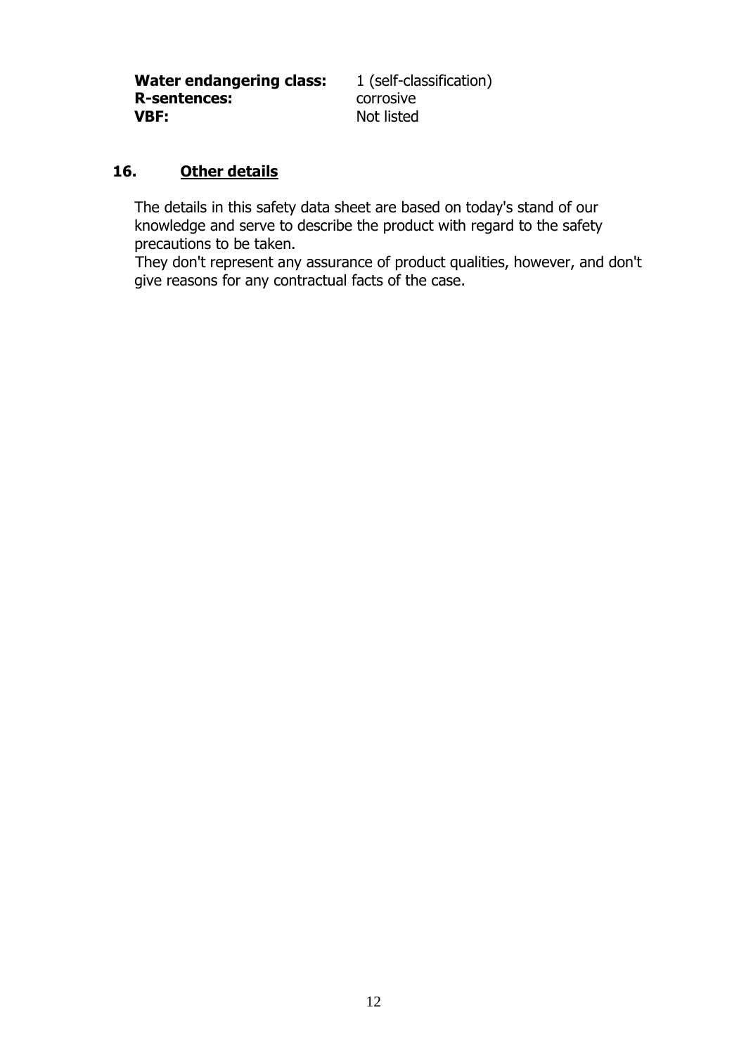| | |
|---|---|
| **Water endangering class:** | 1 (self-classification) |
| **R-sentences:** | corrosive |
| **VBF:** | Not listed |

## 16. Other details

The details in this safety data sheet are based on today's stand of our knowledge and serve to describe the product with regard to the safety precautions to be taken.
They don't represent any assurance of product qualities, however, and don't give reasons for any contractual facts of the case.